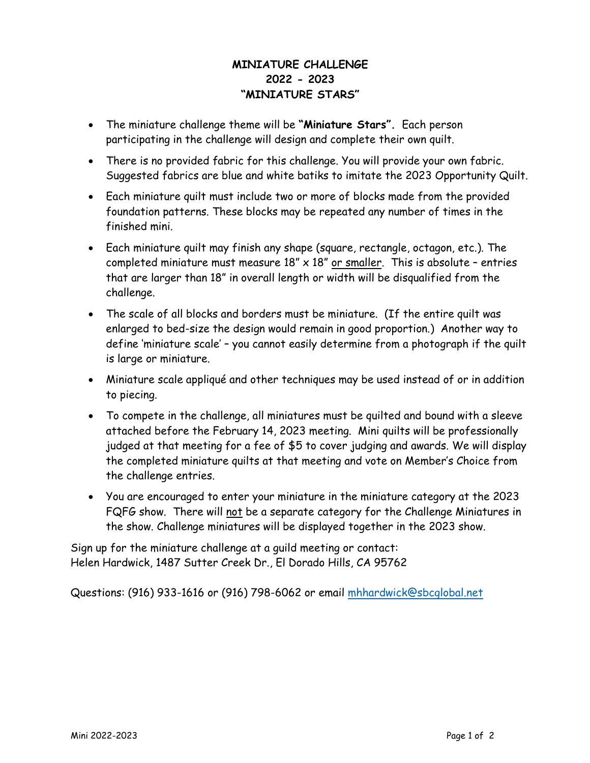# MINIATURE CHALLENGE
# 2022 - 2023
# "MINIATURE STARS"

- The miniature challenge theme will be **"Miniature Stars".** Each person participating in the challenge will design and complete their own quilt.
- There is no provided fabric for this challenge. You will provide your own fabric. Suggested fabrics are blue and white batiks to imitate the 2023 Opportunity Quilt.
- Each miniature quilt must include two or more of blocks made from the provided foundation patterns. These blocks may be repeated any number of times in the finished mini.
- Each miniature quilt may finish any shape (square, rectangle, octagon, etc.). The completed miniature must measure 18" x 18" <u>or smaller</u>. This is absolute – entries that are larger than 18" in overall length or width will be disqualified from the challenge.
- The scale of all blocks and borders must be miniature. (If the entire quilt was enlarged to bed-size the design would remain in good proportion.) Another way to define 'miniature scale' – you cannot easily determine from a photograph if the quilt is large or miniature.
- Miniature scale appliqué and other techniques may be used instead of or in addition to piecing.
- To compete in the challenge, all miniatures must be quilted and bound with a sleeve attached before the February 14, 2023 meeting. Mini quilts will be professionally judged at that meeting for a fee of $5 to cover judging and awards. We will display the completed miniature quilts at that meeting and vote on Member's Choice from the challenge entries.
- You are encouraged to enter your miniature in the miniature category at the 2023 FQFG show. There will <u>not</u> be a separate category for the Challenge Miniatures in the show. Challenge miniatures will be displayed together in the 2023 show.

Sign up for the miniature challenge at a guild meeting or contact:
Helen Hardwick, 1487 Sutter Creek Dr., El Dorado Hills, CA 95762

Questions: (916) 933-1616 or (916) 798-6062 or email [mhhardwick@sbcglobal.net](mailto:mhhardwick@sbcglobal.net)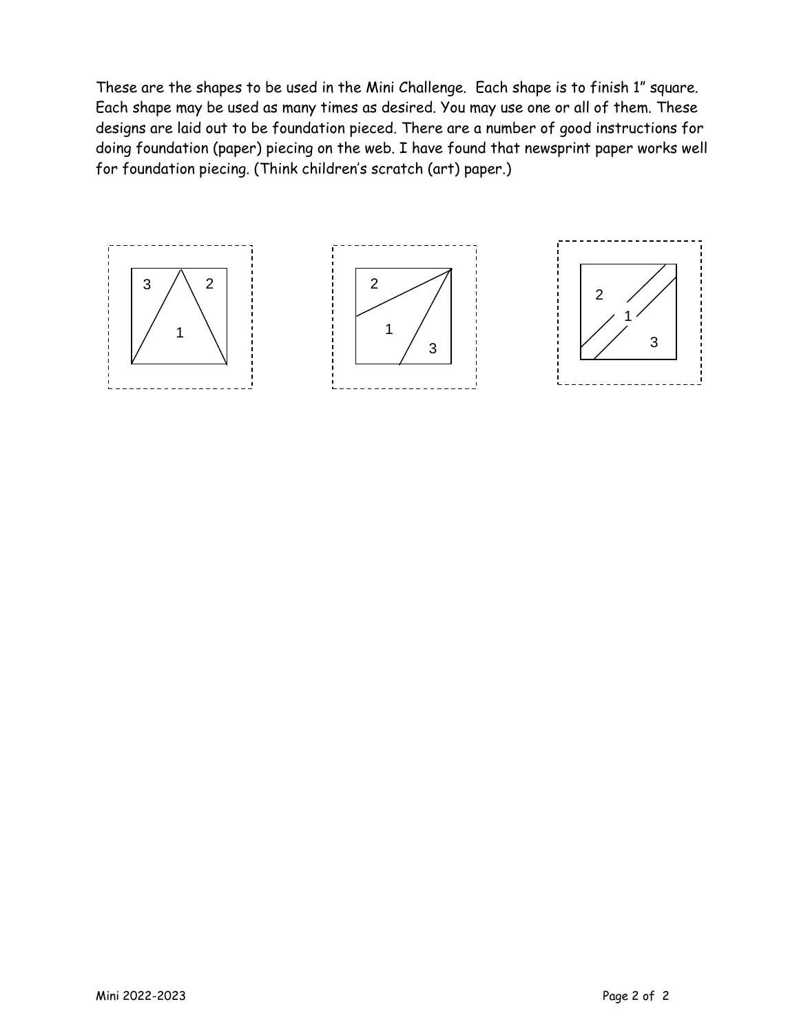These are the shapes to be used in the Mini Challenge. Each shape is to finish 1" square. Each shape may be used as many times as desired. You may use one or all of them. These designs are laid out to be foundation pieced. There are a number of good instructions for doing foundation (paper) piecing on the web. I have found that newsprint paper works well for foundation piecing. (Think children's scratch (art) paper.)

3 2
1

2
1
3

2
1
3